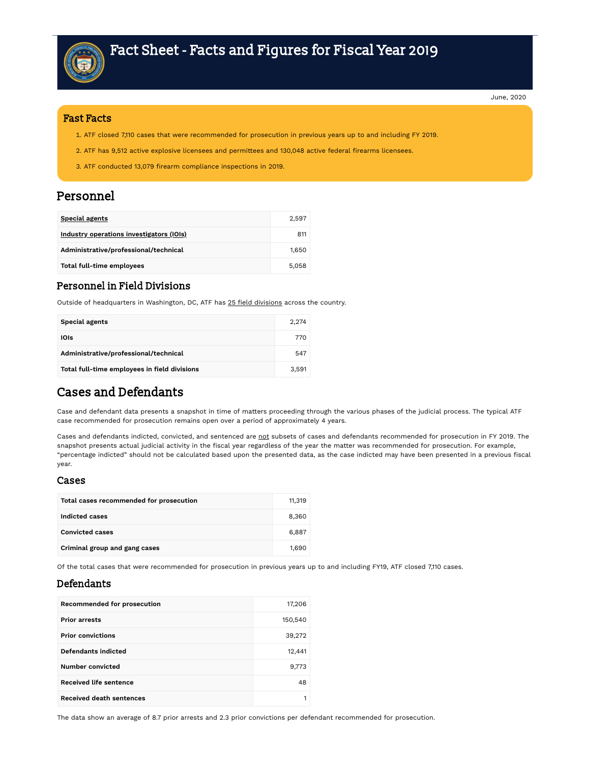# Fact Sheet - Facts and Figures for Fiscal Year 2019

June, 2020

## Fast Facts

1. ATF closed 7,110 cases that were recommended for prosecution in previous years up to and including FY 2019.
2. ATF has 9,512 active explosive licensees and permittees and 130,048 active federal firearms licensees.
3. ATF conducted 13,079 firearm compliance inspections in 2019.

## Personnel

| | |
|---|---|
| **Special agents** | 2,597 |
| **Industry operations investigators (IOIs)** | 811 |
| **Administrative/professional/technical** | 1,650 |
| **Total full-time employees** | 5,058 |

### Personnel in Field Divisions

Outside of headquarters in Washington, DC, ATF has 25 field divisions across the country.

| | |
|---|---|
| **Special agents** | 2,274 |
| **IOIs** | 770 |
| **Administrative/professional/technical** | 547 |
| **Total full-time employees in field divisions** | 3,591 |

## Cases and Defendants

Case and defendant data presents a snapshot in time of matters proceeding through the various phases of the judicial process. The typical ATF case recommended for prosecution remains open over a period of approximately 4 years.

Cases and defendants indicted, convicted, and sentenced are not subsets of cases and defendants recommended for prosecution in FY 2019. The snapshot presents actual judicial activity in the fiscal year regardless of the year the matter was recommended for prosecution. For example, "percentage indicted" should not be calculated based upon the presented data, as the case indicted may have been presented in a previous fiscal year.

### Cases

| | |
|---|---|
| **Total cases recommended for prosecution** | 11,319 |
| **Indicted cases** | 8,360 |
| **Convicted cases** | 6,887 |
| **Criminal group and gang cases** | 1,690 |

Of the total cases that were recommended for prosecution in previous years up to and including FY19, ATF closed 7,110 cases.

### Defendants

| | |
|---|---|
| **Recommended for prosecution** | 17,206 |
| **Prior arrests** | 150,540 |
| **Prior convictions** | 39,272 |
| **Defendants indicted** | 12,441 |
| **Number convicted** | 9,773 |
| **Received life sentence** | 48 |
| **Received death sentences** | 1 |

The data show an average of 8.7 prior arrests and 2.3 prior convictions per defendant recommended for prosecution.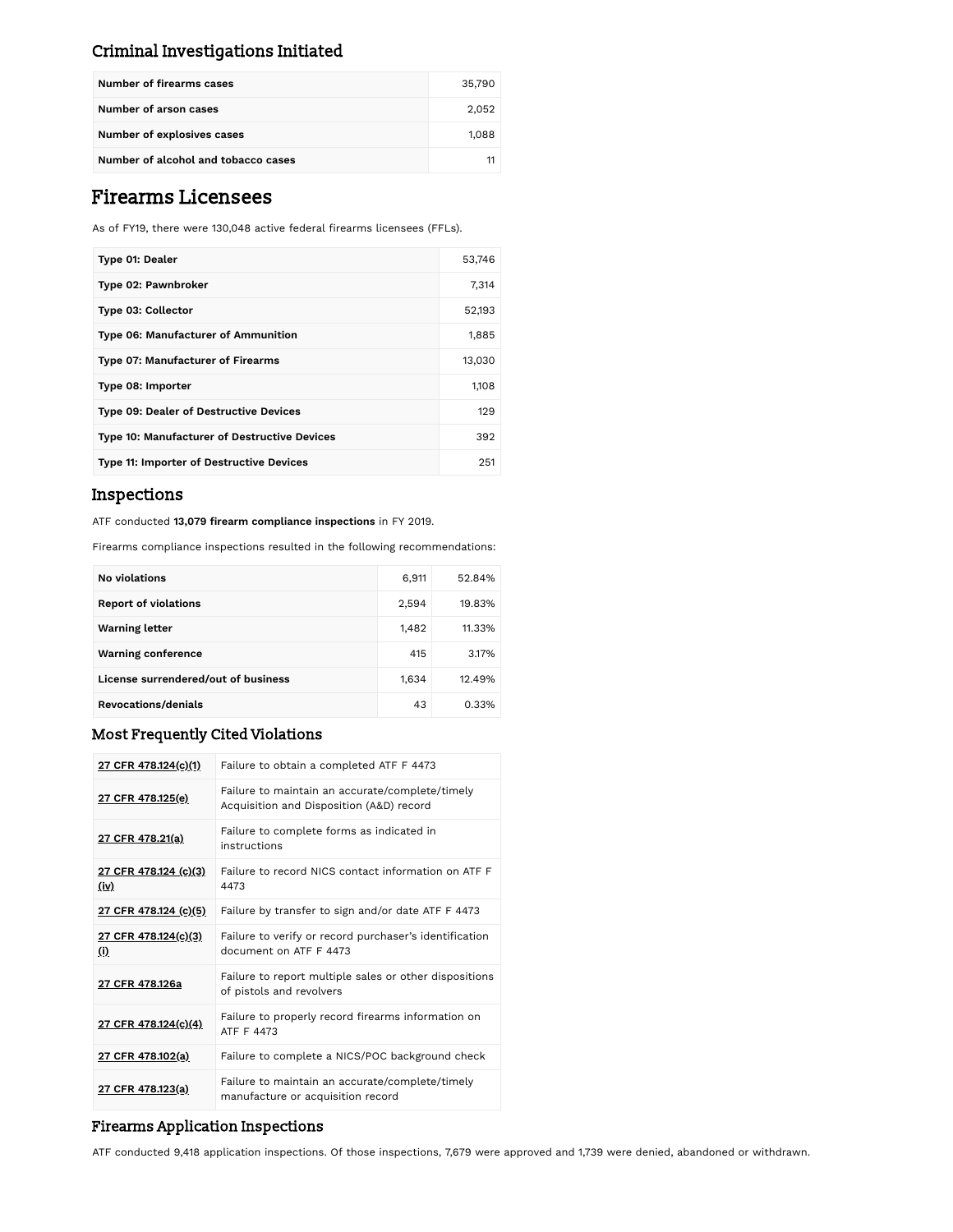### Criminal Investigations Initiated

| Number of firearms cases | 35,790 |
|---|---|
| Number of arson cases | 2,052 |
| Number of explosives cases | 1,088 |
| Number of alcohol and tobacco cases | 11 |

## Firearms Licensees

As of FY19, there were 130,048 active federal firearms licensees (FFLs).

| Type 01: Dealer | 53,746 |
|---|---|
| Type 02: Pawnbroker | 7,314 |
| Type 03: Collector | 52,193 |
| Type 06: Manufacturer of Ammunition | 1,885 |
| Type 07: Manufacturer of Firearms | 13,030 |
| Type 08: Importer | 1,108 |
| Type 09: Dealer of Destructive Devices | 129 |
| Type 10: Manufacturer of Destructive Devices | 392 |
| Type 11: Importer of Destructive Devices | 251 |

### Inspections

ATF conducted **13,079 firearm compliance inspections** in FY 2019.

Firearms compliance inspections resulted in the following recommendations:

| No violations | 6,911 | 52.84% |
|---|---|---|
| Report of violations | 2,594 | 19.83% |
| Warning letter | 1,482 | 11.33% |
| Warning conference | 415 | 3.17% |
| License surrendered/out of business | 1,634 | 12.49% |
| Revocations/denials | 43 | 0.33% |

### Most Frequently Cited Violations

| 27 CFR 478.124(c)(1) | Failure to obtain a completed ATF F 4473 |
|---|---|
| 27 CFR 478.125(e) | Failure to maintain an accurate/complete/timely Acquisition and Disposition (A&D) record |
| 27 CFR 478.21(a) | Failure to complete forms as indicated in instructions |
| 27 CFR 478.124 (c)(3)(iv) | Failure to record NICS contact information on ATF F 4473 |
| 27 CFR 478.124 (c)(5) | Failure by transfer to sign and/or date ATF F 4473 |
| 27 CFR 478.124(c)(3)(i) | Failure to verify or record purchaser's identification document on ATF F 4473 |
| 27 CFR 478.126a | Failure to report multiple sales or other dispositions of pistols and revolvers |
| 27 CFR 478.124(c)(4) | Failure to properly record firearms information on ATF F 4473 |
| 27 CFR 478.102(a) | Failure to complete a NICS/POC background check |
| 27 CFR 478.123(a) | Failure to maintain an accurate/complete/timely manufacture or acquisition record |

### Firearms Application Inspections

ATF conducted 9,418 application inspections. Of those inspections, 7,679 were approved and 1,739 were denied, abandoned or withdrawn.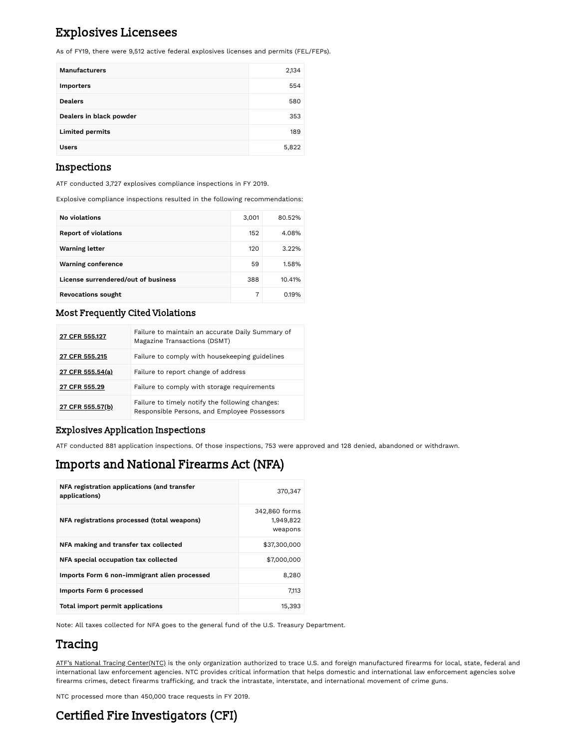## Explosives Licensees

As of FY19, there were 9,512 active federal explosives licenses and permits (FEL/FEPs).

| | |
|---|---|
| **Manufacturers** | 2,134 |
| **Importers** | 554 |
| **Dealers** | 580 |
| **Dealers in black powder** | 353 |
| **Limited permits** | 189 |
| **Users** | 5,822 |

### Inspections

ATF conducted 3,727 explosives compliance inspections in FY 2019.

Explosive compliance inspections resulted in the following recommendations:

| | | |
|---|---|---|
| **No violations** | 3,001 | 80.52% |
| **Report of violations** | 152 | 4.08% |
| **Warning letter** | 120 | 3.22% |
| **Warning conference** | 59 | 1.58% |
| **License surrendered/out of business** | 388 | 10.41% |
| **Revocations sought** | 7 | 0.19% |

### Most Frequently Cited Violations

| | |
|---|---|
| **27 CFR 555.127** | Failure to maintain an accurate Daily Summary of Magazine Transactions (DSMT) |
| **27 CFR 555.215** | Failure to comply with housekeeping guidelines |
| **27 CFR 555.54(a)** | Failure to report change of address |
| **27 CFR 555.29** | Failure to comply with storage requirements |
| **27 CFR 555.57(b)** | Failure to timely notify the following changes: Responsible Persons, and Employee Possessors |

### Explosives Application Inspections

ATF conducted 881 application inspections. Of those inspections, 753 were approved and 128 denied, abandoned or withdrawn.

## Imports and National Firearms Act (NFA)

| | |
|---|---|
| **NFA registration applications (and transfer applications)** | 370,347 |
| **NFA registrations processed (total weapons)** | 342,860 forms 1,949,822 weapons |
| **NFA making and transfer tax collected** | $37,300,000 |
| **NFA special occupation tax collected** | $7,000,000 |
| **Imports Form 6 non-immigrant alien processed** | 8,280 |
| **Imports Form 6 processed** | 7,113 |
| **Total import permit applications** | 15,393 |

Note: All taxes collected for NFA goes to the general fund of the U.S. Treasury Department.

## Tracing

ATF's National Tracing Center(NTC) is the only organization authorized to trace U.S. and foreign manufactured firearms for local, state, federal and international law enforcement agencies. NTC provides critical information that helps domestic and international law enforcement agencies solve firearms crimes, detect firearms trafficking, and track the intrastate, interstate, and international movement of crime guns.

NTC processed more than 450,000 trace requests in FY 2019.

## Certified Fire Investigators (CFI)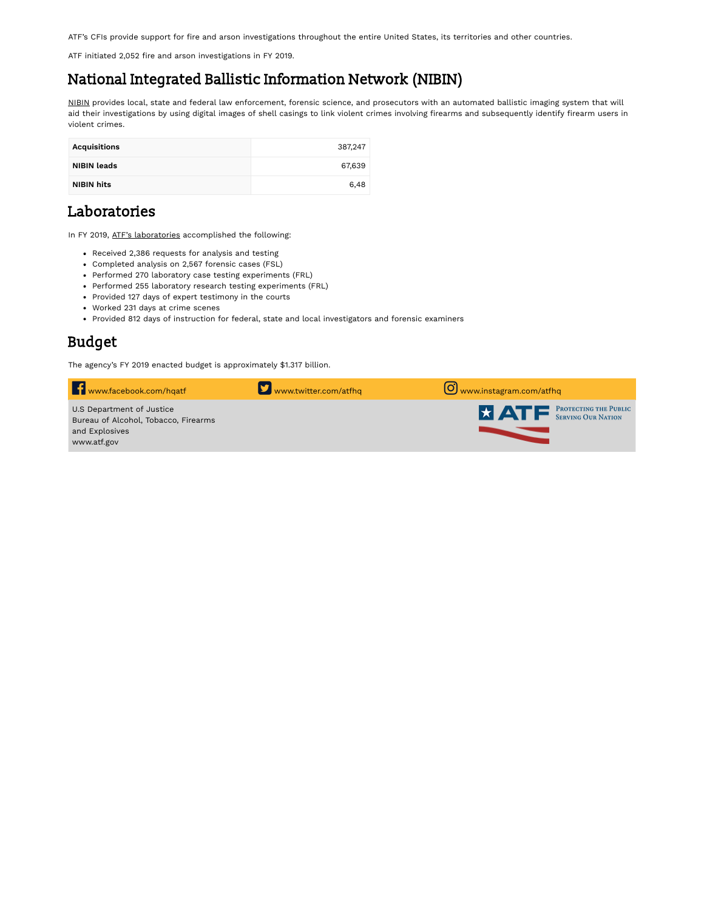ATF's CFIs provide support for fire and arson investigations throughout the entire United States, its territories and other countries.

ATF initiated 2,052 fire and arson investigations in FY 2019.

## National Integrated Ballistic Information Network (NIBIN)

NIBIN provides local, state and federal law enforcement, forensic science, and prosecutors with an automated ballistic imaging system that will aid their investigations by using digital images of shell casings to link violent crimes involving firearms and subsequently identify firearm users in violent crimes.

| | |
|---|---|
| **Acquisitions** | 387,247 |
| **NIBIN leads** | 67,639 |
| **NIBIN hits** | 6,48 |

## Laboratories

In FY 2019, ATF's laboratories accomplished the following:

- Received 2,386 requests for analysis and testing
- Completed analysis on 2,567 forensic cases (FSL)
- Performed 270 laboratory case testing experiments (FRL)
- Performed 255 laboratory research testing experiments (FRL)
- Provided 127 days of expert testimony in the courts
- Worked 231 days at crime scenes
- Provided 812 days of instruction for federal, state and local investigators and forensic examiners

## Budget

The agency's FY 2019 enacted budget is approximately $1.317 billion.

www.facebook.com/hqatf www.twitter.com/atfhq www.instagram.com/atfhq

U.S Department of Justice
Bureau of Alcohol, Tobacco, Firearms and Explosives
www.atf.gov

ATF Protecting the Public Serving Our Nation